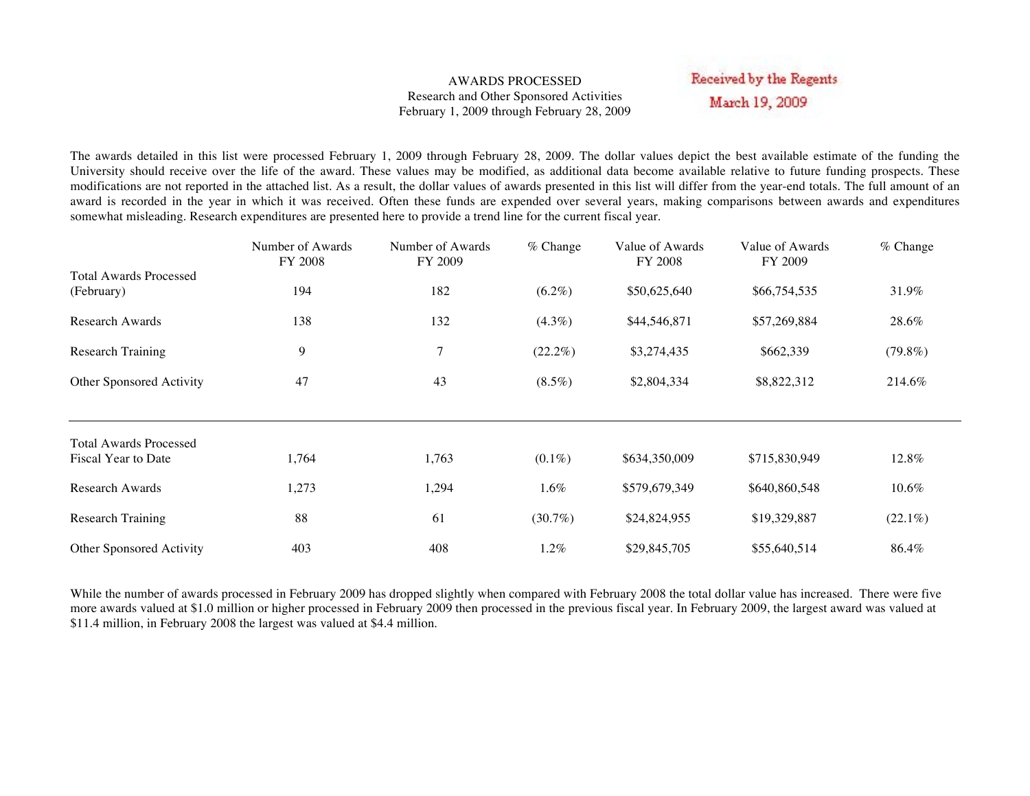# AWARDS PROCESSED

## Research and Other Sponsored Activities

## February 1, 2009 through February 28, 2009

Received by the Regents
March 19, 2009

The awards detailed in this list were processed February 1, 2009 through February 28, 2009. The dollar values depict the best available estimate of the funding the University should receive over the life of the award. These values may be modified, as additional data become available relative to future funding prospects. These modifications are not reported in the attached list. As a result, the dollar values of awards presented in this list will differ from the year-end totals. The full amount of an award is recorded in the year in which it was received. Often these funds are expended over several years, making comparisons between awards and expenditures somewhat misleading. Research expenditures are presented here to provide a trend line for the current fiscal year.

| | Number of Awards FY 2008 | Number of Awards FY 2009 | % Change | Value of Awards FY 2008 | Value of Awards FY 2009 | % Change |
|---|---|---|---|---|---|---|
| Total Awards Processed (February) | 194 | 182 | (6.2%) | $50,625,640 | $66,754,535 | 31.9% |
| Research Awards | 138 | 132 | (4.3%) | $44,546,871 | $57,269,884 | 28.6% |
| Research Training | 9 | 7 | (22.2%) | $3,274,435 | $662,339 | (79.8%) |
| Other Sponsored Activity | 47 | 43 | (8.5%) | $2,804,334 | $8,822,312 | 214.6% |
| Total Awards Processed Fiscal Year to Date | 1,764 | 1,763 | (0.1%) | $634,350,009 | $715,830,949 | 12.8% |
| Research Awards | 1,273 | 1,294 | 1.6% | $579,679,349 | $640,860,548 | 10.6% |
| Research Training | 88 | 61 | (30.7%) | $24,824,955 | $19,329,887 | (22.1%) |
| Other Sponsored Activity | 403 | 408 | 1.2% | $29,845,705 | $55,640,514 | 86.4% |

While the number of awards processed in February 2009 has dropped slightly when compared with February 2008 the total dollar value has increased. There were five more awards valued at $1.0 million or higher processed in February 2009 then processed in the previous fiscal year. In February 2009, the largest award was valued at $11.4 million, in February 2008 the largest was valued at $4.4 million.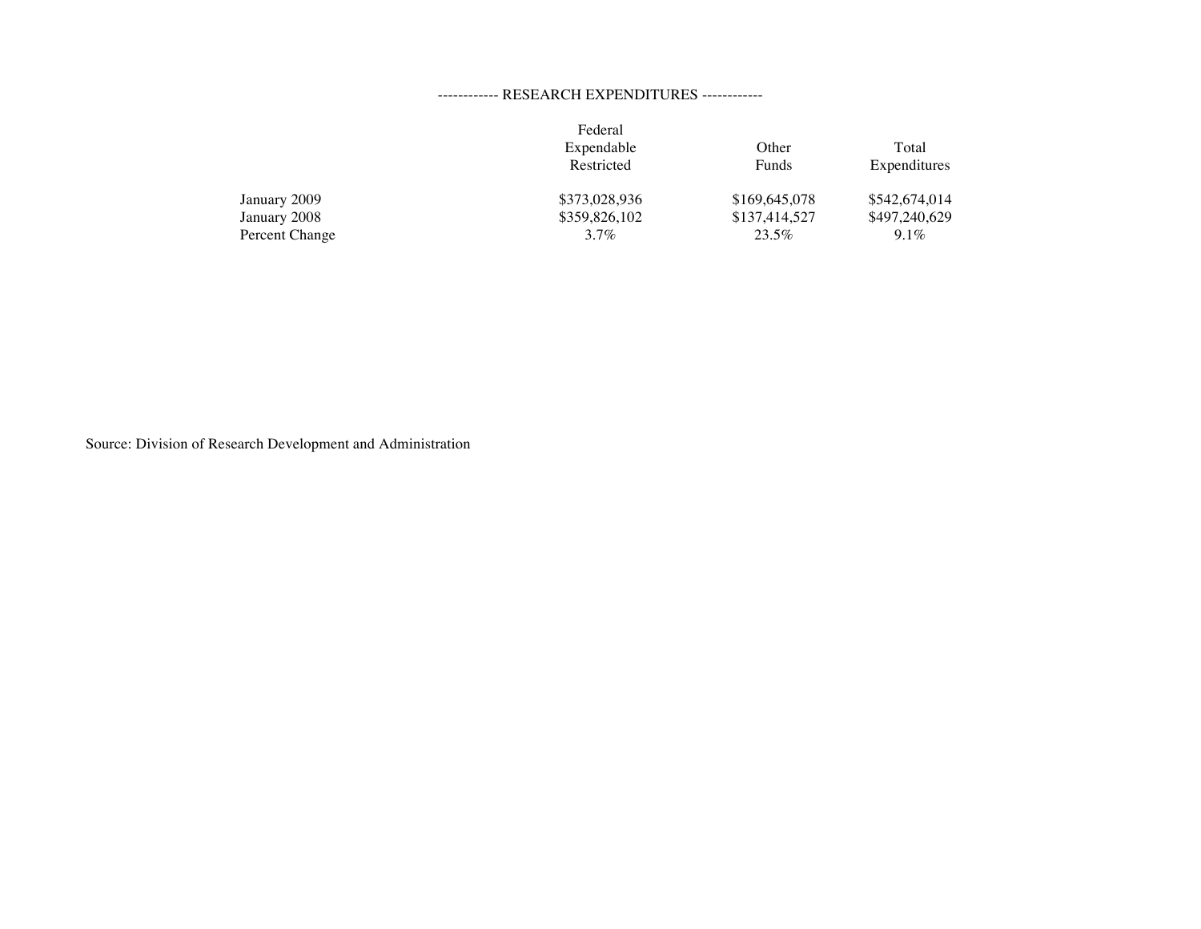## ------------ RESEARCH EXPENDITURES ------------

| | Federal Expendable Restricted | Other Funds | Total Expenditures |
|---|---|---|---|
| January 2009 | $373,028,936 | $169,645,078 | $542,674,014 |
| January 2008 | $359,826,102 | $137,414,527 | $497,240,629 |
| Percent Change | 3.7% | 23.5% | 9.1% |

Source: Division of Research Development and Administration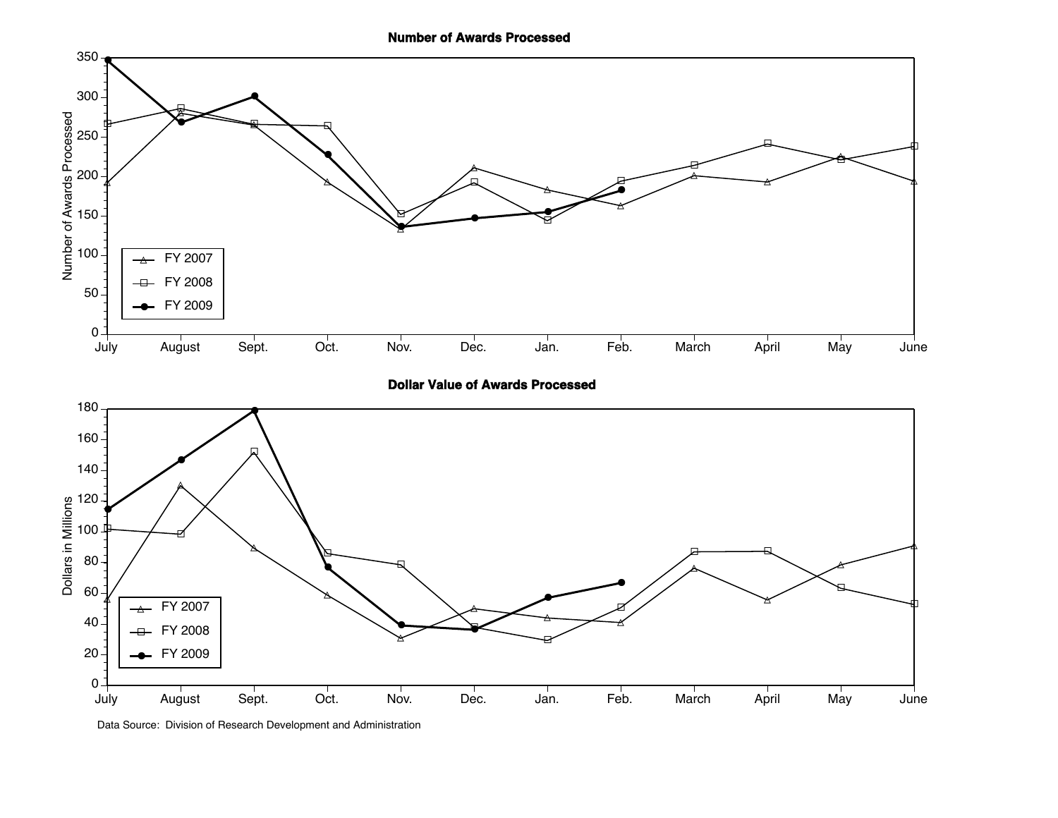**Number of Awards Processed**

**Dollar Value of Awards Processed**

Data Source: Division of Research Development and Administration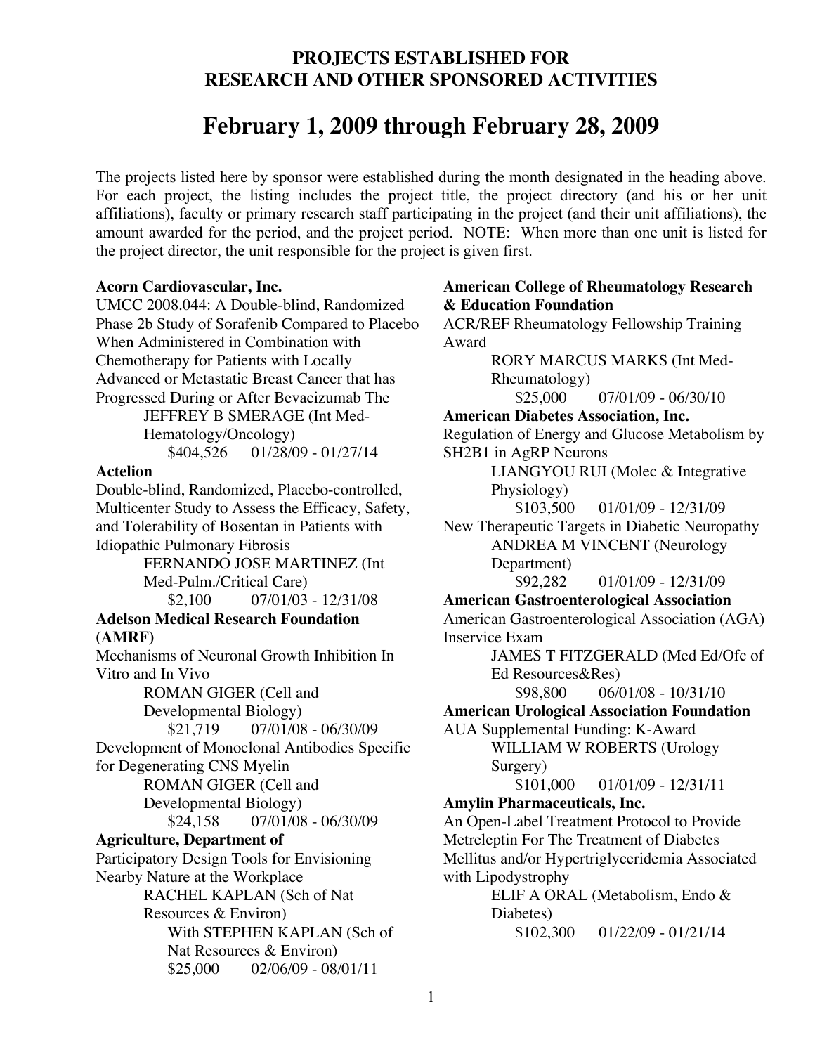## PROJECTS ESTABLISHED FOR RESEARCH AND OTHER SPONSORED ACTIVITIES

# February 1, 2009 through February 28, 2009

The projects listed here by sponsor were established during the month designated in the heading above. For each project, the listing includes the project title, the project directory (and his or her unit affiliations), faculty or primary research staff participating in the project (and their unit affiliations), the amount awarded for the period, and the project period. NOTE: When more than one unit is listed for the project director, the unit responsible for the project is given first.

**Acorn Cardiovascular, Inc.**

UMCC 2008.044: A Double-blind, Randomized Phase 2b Study of Sorafenib Compared to Placebo When Administered in Combination with Chemotherapy for Patients with Locally Advanced or Metastatic Breast Cancer that has Progressed During or After Bevacizumab The

JEFFREY B SMERAGE (Int Med-Hematology/Oncology)
$404,526 01/28/09 - 01/27/14

**Actelion**

Double-blind, Randomized, Placebo-controlled, Multicenter Study to Assess the Efficacy, Safety, and Tolerability of Bosentan in Patients with Idiopathic Pulmonary Fibrosis

FERNANDO JOSE MARTINEZ (Int Med-Pulm./Critical Care)
$2,100 07/01/03 - 12/31/08

**Adelson Medical Research Foundation (AMRF)**

Mechanisms of Neuronal Growth Inhibition In Vitro and In Vivo

ROMAN GIGER (Cell and Developmental Biology)
$21,719 07/01/08 - 06/30/09

Development of Monoclonal Antibodies Specific for Degenerating CNS Myelin

ROMAN GIGER (Cell and Developmental Biology)
$24,158 07/01/08 - 06/30/09

**Agriculture, Department of**

Participatory Design Tools for Envisioning Nearby Nature at the Workplace

RACHEL KAPLAN (Sch of Nat Resources & Environ)
With STEPHEN KAPLAN (Sch of Nat Resources & Environ)
$25,000 02/06/09 - 08/01/11

**American College of Rheumatology Research & Education Foundation**

ACR/REF Rheumatology Fellowship Training Award

RORY MARCUS MARKS (Int Med-Rheumatology)
$25,000 07/01/09 - 06/30/10

**American Diabetes Association, Inc.**

Regulation of Energy and Glucose Metabolism by SH2B1 in AgRP Neurons

LIANGYOU RUI (Molec & Integrative Physiology)
$103,500 01/01/09 - 12/31/09

New Therapeutic Targets in Diabetic Neuropathy

ANDREA M VINCENT (Neurology Department)
$92,282 01/01/09 - 12/31/09

**American Gastroenterological Association**

American Gastroenterological Association (AGA) Inservice Exam

JAMES T FITZGERALD (Med Ed/Ofc of Ed Resources&Res)
$98,800 06/01/08 - 10/31/10

**American Urological Association Foundation**

AUA Supplemental Funding: K-Award

WILLIAM W ROBERTS (Urology Surgery)
$101,000 01/01/09 - 12/31/11

**Amylin Pharmaceuticals, Inc.**

An Open-Label Treatment Protocol to Provide Metreleptin For The Treatment of Diabetes Mellitus and/or Hypertriglyceridemia Associated with Lipodystrophy

ELIF A ORAL (Metabolism, Endo & Diabetes)
$102,300 01/22/09 - 01/21/14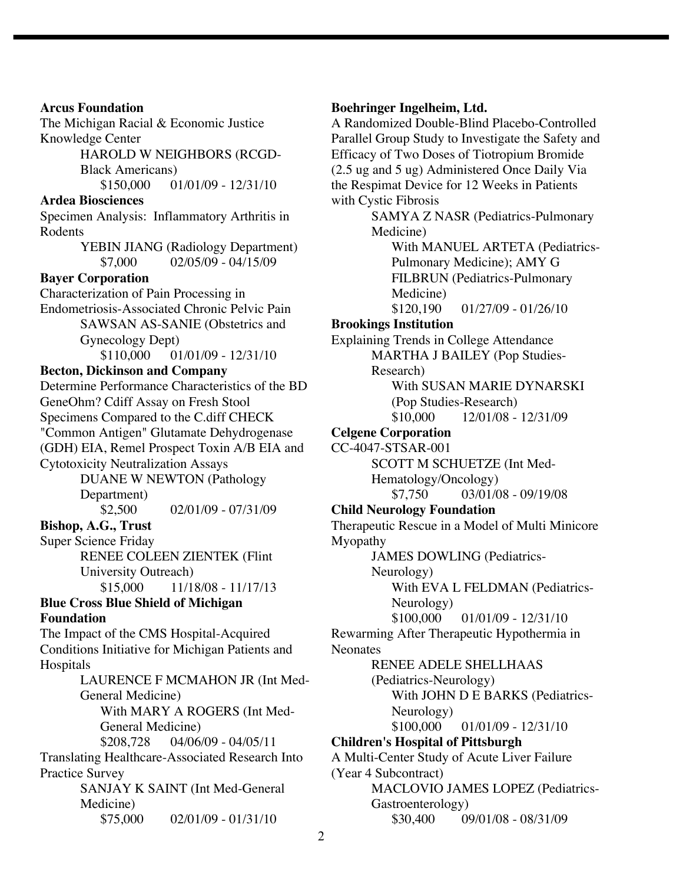**Arcus Foundation**

The Michigan Racial & Economic Justice Knowledge Center

HAROLD W NEIGHBORS (RCGD-Black Americans)

$150,000 01/01/09 - 12/31/10

**Ardea Biosciences**

Specimen Analysis: Inflammatory Arthritis in Rodents

YEBIN JIANG (Radiology Department)

$7,000 02/05/09 - 04/15/09

**Bayer Corporation**

Characterization of Pain Processing in Endometriosis-Associated Chronic Pelvic Pain

SAWSAN AS-SANIE (Obstetrics and Gynecology Dept)

$110,000 01/01/09 - 12/31/10

**Becton, Dickinson and Company**

Determine Performance Characteristics of the BD GeneOhm? Cdiff Assay on Fresh Stool Specimens Compared to the C.diff CHECK "Common Antigen" Glutamate Dehydrogenase (GDH) EIA, Remel Prospect Toxin A/B EIA and Cytotoxicity Neutralization Assays

DUANE W NEWTON (Pathology Department)

$2,500 02/01/09 - 07/31/09

**Bishop, A.G., Trust**

Super Science Friday

RENEE COLEEN ZIENTEK (Flint University Outreach)

$15,000 11/18/08 - 11/17/13

**Blue Cross Blue Shield of Michigan Foundation**

The Impact of the CMS Hospital-Acquired Conditions Initiative for Michigan Patients and Hospitals

LAURENCE F MCMAHON JR (Int Med-General Medicine)

With MARY A ROGERS (Int Med-General Medicine)

$208,728 04/06/09 - 04/05/11

Translating Healthcare-Associated Research Into Practice Survey

SANJAY K SAINT (Int Med-General Medicine)

$75,000 02/01/09 - 01/31/10

**Boehringer Ingelheim, Ltd.**

A Randomized Double-Blind Placebo-Controlled Parallel Group Study to Investigate the Safety and Efficacy of Two Doses of Tiotropium Bromide (2.5 ug and 5 ug) Administered Once Daily Via the Respimat Device for 12 Weeks in Patients with Cystic Fibrosis

SAMYA Z NASR (Pediatrics-Pulmonary Medicine)

With MANUEL ARTETA (Pediatrics-Pulmonary Medicine); AMY G FILBRUN (Pediatrics-Pulmonary Medicine)

$120,190 01/27/09 - 01/26/10

**Brookings Institution**

Explaining Trends in College Attendance

MARTHA J BAILEY (Pop Studies-Research)

With SUSAN MARIE DYNARSKI (Pop Studies-Research)

$10,000 12/01/08 - 12/31/09

**Celgene Corporation**

CC-4047-STSAR-001

SCOTT M SCHUETZE (Int Med-Hematology/Oncology)

$7,750 03/01/08 - 09/19/08

**Child Neurology Foundation**

Therapeutic Rescue in a Model of Multi Minicore Myopathy

JAMES DOWLING (Pediatrics-Neurology)

With EVA L FELDMAN (Pediatrics-Neurology)

$100,000 01/01/09 - 12/31/10

Rewarming After Therapeutic Hypothermia in Neonates

RENEE ADELE SHELLHAAS (Pediatrics-Neurology)

With JOHN D E BARKS (Pediatrics-Neurology)

$100,000 01/01/09 - 12/31/10

**Children's Hospital of Pittsburgh**

A Multi-Center Study of Acute Liver Failure (Year 4 Subcontract)

MACLOVIO JAMES LOPEZ (Pediatrics-Gastroenterology)

$30,400 09/01/08 - 08/31/09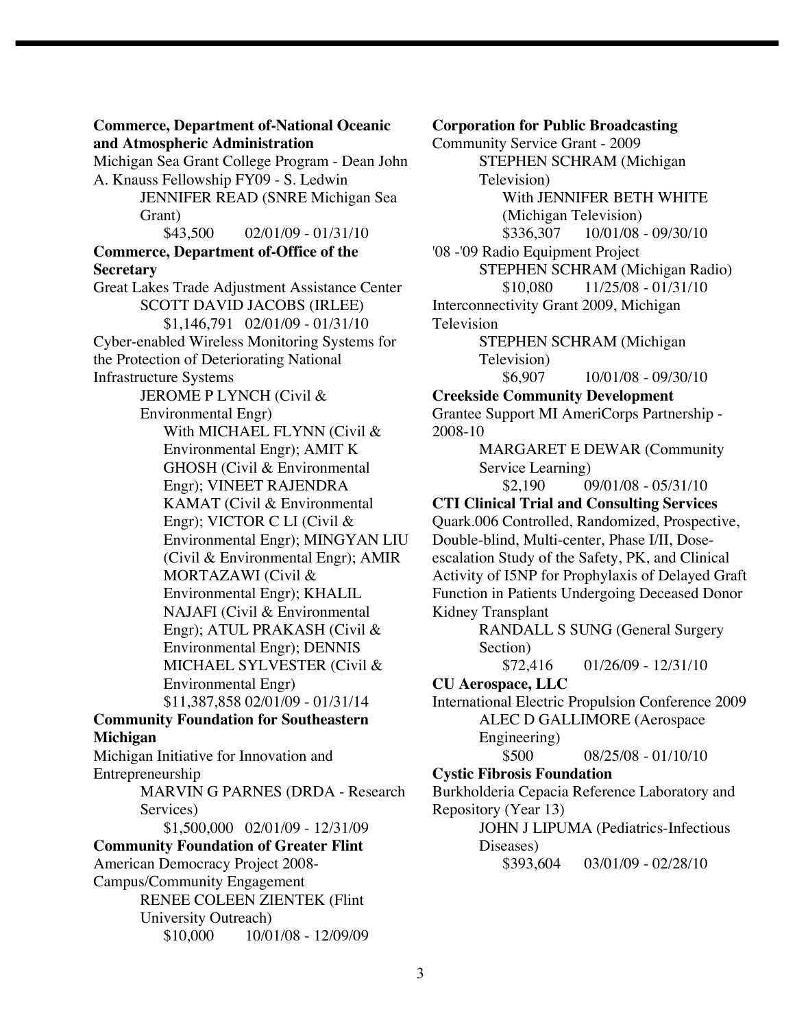**Commerce, Department of-National Oceanic and Atmospheric Administration**

Michigan Sea Grant College Program - Dean John A. Knauss Fellowship FY09 - S. Ledwin

JENNIFER READ (SNRE Michigan Sea Grant)

$43,500 02/01/09 - 01/31/10

**Commerce, Department of-Office of the Secretary**

Great Lakes Trade Adjustment Assistance Center

SCOTT DAVID JACOBS (IRLEE)

$1,146,791 02/01/09 - 01/31/10

Cyber-enabled Wireless Monitoring Systems for the Protection of Deteriorating National Infrastructure Systems

JEROME P LYNCH (Civil & Environmental Engr)

With MICHAEL FLYNN (Civil & Environmental Engr); AMIT K GHOSH (Civil & Environmental Engr); VINEET RAJENDRA KAMAT (Civil & Environmental Engr); VICTOR C LI (Civil & Environmental Engr); MINGYAN LIU (Civil & Environmental Engr); AMIR MORTAZAWI (Civil & Environmental Engr); KHALIL NAJAFI (Civil & Environmental Engr); ATUL PRAKASH (Civil & Environmental Engr); DENNIS MICHAEL SYLVESTER (Civil & Environmental Engr)

$11,387,858 02/01/09 - 01/31/14

**Community Foundation for Southeastern Michigan**

Michigan Initiative for Innovation and Entrepreneurship

MARVIN G PARNES (DRDA - Research Services)

$1,500,000 02/01/09 - 12/31/09

**Community Foundation of Greater Flint**

American Democracy Project 2008-Campus/Community Engagement

RENEE COLEEN ZIENTEK (Flint University Outreach)

$10,000 10/01/08 - 12/09/09

**Corporation for Public Broadcasting**

Community Service Grant - 2009

STEPHEN SCHRAM (Michigan Television)

With JENNIFER BETH WHITE (Michigan Television)

$336,307 10/01/08 - 09/30/10

'08 -'09 Radio Equipment Project

STEPHEN SCHRAM (Michigan Radio)

$10,080 11/25/08 - 01/31/10

Interconnectivity Grant 2009, Michigan Television

STEPHEN SCHRAM (Michigan Television)

$6,907 10/01/08 - 09/30/10

**Creekside Community Development**

Grantee Support MI AmeriCorps Partnership - 2008-10

MARGARET E DEWAR (Community Service Learning)

$2,190 09/01/08 - 05/31/10

**CTI Clinical Trial and Consulting Services**

Quark.006 Controlled, Randomized, Prospective, Double-blind, Multi-center, Phase I/II, Dose-escalation Study of the Safety, PK, and Clinical Activity of I5NP for Prophylaxis of Delayed Graft Function in Patients Undergoing Deceased Donor Kidney Transplant

RANDALL S SUNG (General Surgery Section)

$72,416 01/26/09 - 12/31/10

**CU Aerospace, LLC**

International Electric Propulsion Conference 2009

ALEC D GALLIMORE (Aerospace Engineering)

$500 08/25/08 - 01/10/10

**Cystic Fibrosis Foundation**

Burkholderia Cepacia Reference Laboratory and Repository (Year 13)

JOHN J LIPUMA (Pediatrics-Infectious Diseases)

$393,604 03/01/09 - 02/28/10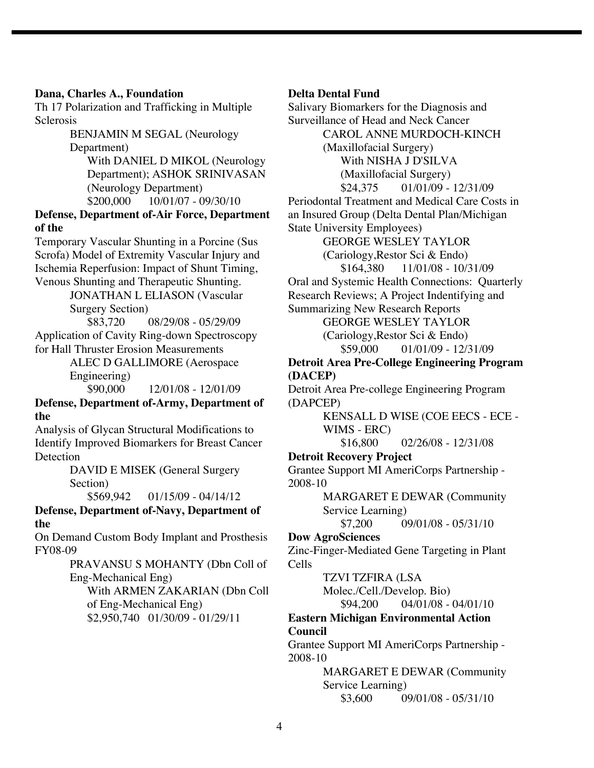**Dana, Charles A., Foundation**

Th 17 Polarization and Trafficking in Multiple Sclerosis

BENJAMIN M SEGAL (Neurology Department)

With DANIEL D MIKOL (Neurology Department); ASHOK SRINIVASAN (Neurology Department)

$200,000 10/01/07 - 09/30/10

**Defense, Department of-Air Force, Department of the**

Temporary Vascular Shunting in a Porcine (Sus Scrofa) Model of Extremity Vascular Injury and Ischemia Reperfusion: Impact of Shunt Timing, Venous Shunting and Therapeutic Shunting.

JONATHAN L ELIASON (Vascular Surgery Section)

$83,720 08/29/08 - 05/29/09

Application of Cavity Ring-down Spectroscopy for Hall Thruster Erosion Measurements

ALEC D GALLIMORE (Aerospace Engineering)

$90,000 12/01/08 - 12/01/09

**Defense, Department of-Army, Department of the**

Analysis of Glycan Structural Modifications to Identify Improved Biomarkers for Breast Cancer Detection

DAVID E MISEK (General Surgery Section)

$569,942 01/15/09 - 04/14/12

**Defense, Department of-Navy, Department of the**

On Demand Custom Body Implant and Prosthesis FY08-09

PRAVANSU S MOHANTY (Dbn Coll of Eng-Mechanical Eng)

With ARMEN ZAKARIAN (Dbn Coll of Eng-Mechanical Eng)

$2,950,740 01/30/09 - 01/29/11

**Delta Dental Fund**

Salivary Biomarkers for the Diagnosis and Surveillance of Head and Neck Cancer

CAROL ANNE MURDOCH-KINCH (Maxillofacial Surgery)

With NISHA J D'SILVA (Maxillofacial Surgery)

$24,375 01/01/09 - 12/31/09

Periodontal Treatment and Medical Care Costs in an Insured Group (Delta Dental Plan/Michigan State University Employees)

GEORGE WESLEY TAYLOR (Cariology,Restor Sci & Endo)

$164,380 11/01/08 - 10/31/09

Oral and Systemic Health Connections: Quarterly Research Reviews; A Project Indentifying and Summarizing New Research Reports

GEORGE WESLEY TAYLOR (Cariology,Restor Sci & Endo)

$59,000 01/01/09 - 12/31/09

**Detroit Area Pre-College Engineering Program (DACEP)**

Detroit Area Pre-college Engineering Program (DAPCEP)

KENSALL D WISE (COE EECS - ECE - WIMS - ERC)

$16,800 02/26/08 - 12/31/08

**Detroit Recovery Project**

Grantee Support MI AmeriCorps Partnership - 2008-10

MARGARET E DEWAR (Community Service Learning)

$7,200 09/01/08 - 05/31/10

**Dow AgroSciences**

Zinc-Finger-Mediated Gene Targeting in Plant Cells

TZVI TZFIRA (LSA Molec./Cell./Develop. Bio)

$94,200 04/01/08 - 04/01/10

**Eastern Michigan Environmental Action Council**

Grantee Support MI AmeriCorps Partnership - 2008-10

MARGARET E DEWAR (Community Service Learning)

$3,600 09/01/08 - 05/31/10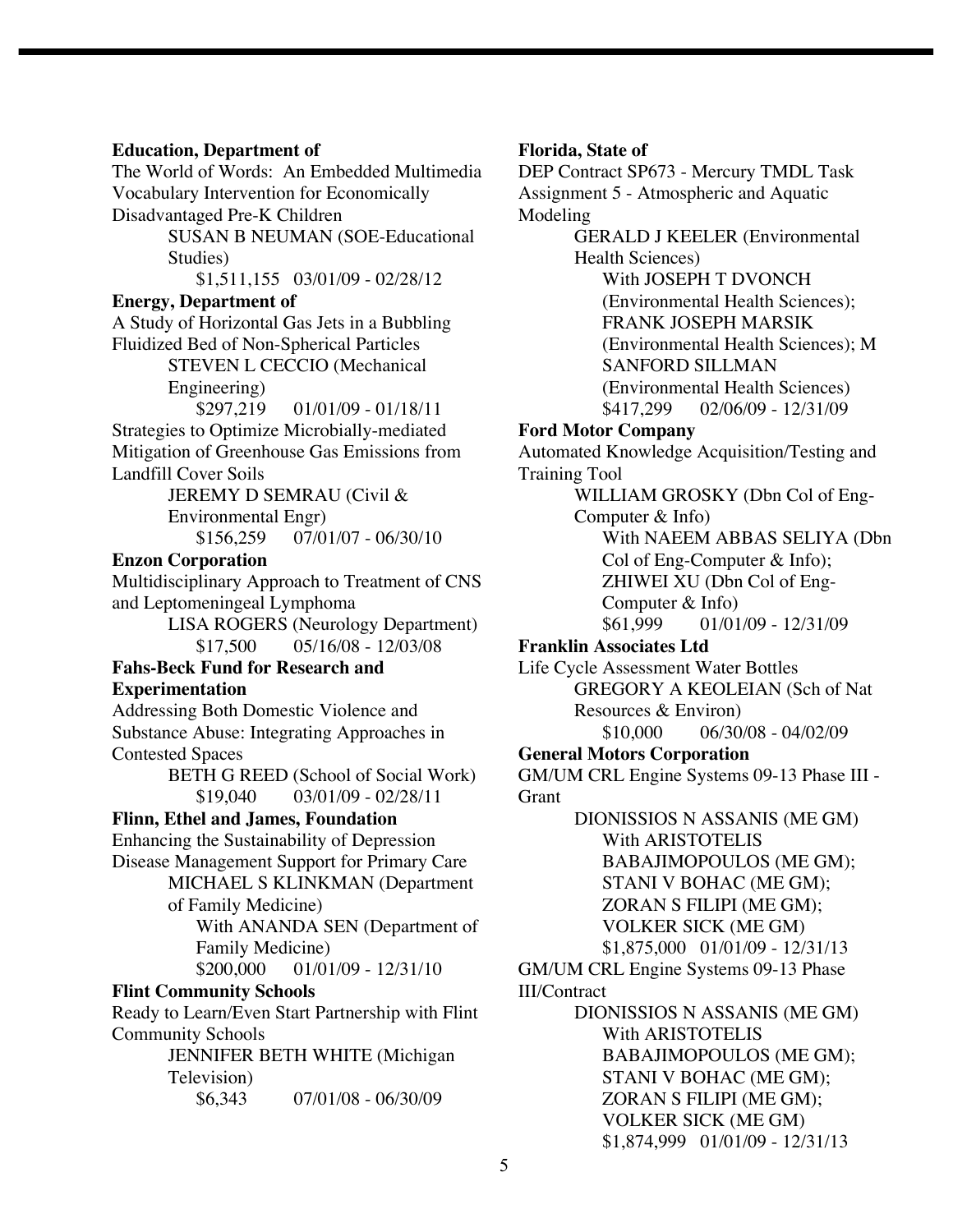**Education, Department of**

The World of Words: An Embedded Multimedia Vocabulary Intervention for Economically Disadvantaged Pre-K Children

SUSAN B NEUMAN (SOE-Educational Studies)

$1,511,155 03/01/09 - 02/28/12

**Energy, Department of**

A Study of Horizontal Gas Jets in a Bubbling Fluidized Bed of Non-Spherical Particles

STEVEN L CECCIO (Mechanical Engineering)

$297,219 01/01/09 - 01/18/11

Strategies to Optimize Microbially-mediated Mitigation of Greenhouse Gas Emissions from Landfill Cover Soils

JEREMY D SEMRAU (Civil & Environmental Engr)

$156,259 07/01/07 - 06/30/10

**Enzon Corporation**

Multidisciplinary Approach to Treatment of CNS and Leptomeningeal Lymphoma

LISA ROGERS (Neurology Department)

$17,500 05/16/08 - 12/03/08

**Fahs-Beck Fund for Research and Experimentation**

Addressing Both Domestic Violence and Substance Abuse: Integrating Approaches in Contested Spaces

BETH G REED (School of Social Work)

$19,040 03/01/09 - 02/28/11

**Flinn, Ethel and James, Foundation**

Enhancing the Sustainability of Depression Disease Management Support for Primary Care

MICHAEL S KLINKMAN (Department of Family Medicine)

With ANANDA SEN (Department of Family Medicine)

$200,000 01/01/09 - 12/31/10

**Flint Community Schools**

Ready to Learn/Even Start Partnership with Flint Community Schools

JENNIFER BETH WHITE (Michigan Television)

$6,343 07/01/08 - 06/30/09

**Florida, State of**

DEP Contract SP673 - Mercury TMDL Task Assignment 5 - Atmospheric and Aquatic Modeling

GERALD J KEELER (Environmental Health Sciences)

With JOSEPH T DVONCH (Environmental Health Sciences); FRANK JOSEPH MARSIK (Environmental Health Sciences); M SANFORD SILLMAN (Environmental Health Sciences)

$417,299 02/06/09 - 12/31/09

**Ford Motor Company**

Automated Knowledge Acquisition/Testing and Training Tool

WILLIAM GROSKY (Dbn Col of Eng-Computer & Info)

With NAEEM ABBAS SELIYA (Dbn Col of Eng-Computer & Info); ZHIWEI XU (Dbn Col of Eng-Computer & Info)

$61,999 01/01/09 - 12/31/09

**Franklin Associates Ltd**

Life Cycle Assessment Water Bottles

GREGORY A KEOLEIAN (Sch of Nat Resources & Environ)

$10,000 06/30/08 - 04/02/09

**General Motors Corporation**

GM/UM CRL Engine Systems 09-13 Phase III - Grant

DIONISSIOS N ASSANIS (ME GM)

With ARISTOTELIS BABAJIMOPOULOS (ME GM); STANI V BOHAC (ME GM); ZORAN S FILIPI (ME GM); VOLKER SICK (ME GM)

$1,875,000 01/01/09 - 12/31/13

GM/UM CRL Engine Systems 09-13 Phase III/Contract

DIONISSIOS N ASSANIS (ME GM)

With ARISTOTELIS BABAJIMOPOULOS (ME GM); STANI V BOHAC (ME GM); ZORAN S FILIPI (ME GM); VOLKER SICK (ME GM)

$1,874,999 01/01/09 - 12/31/13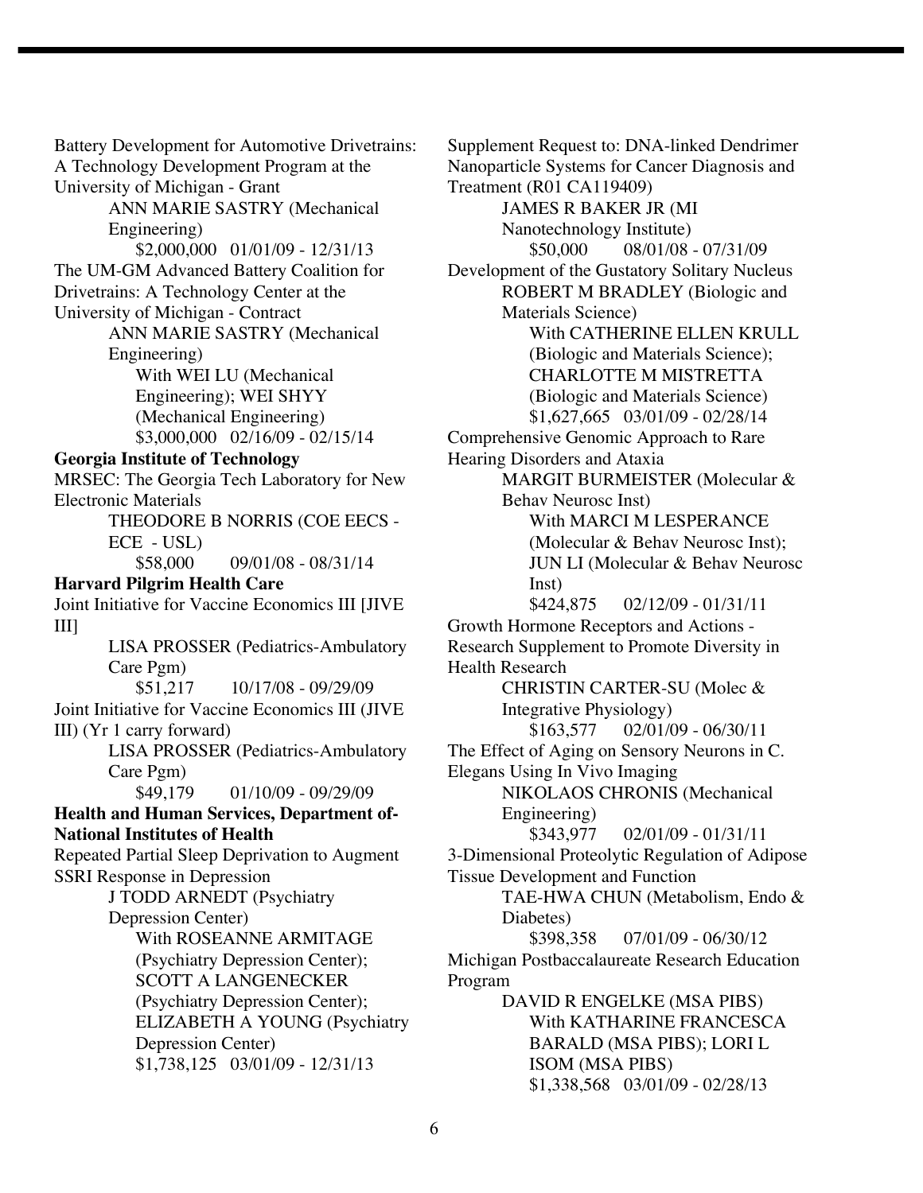Battery Development for Automotive Drivetrains: A Technology Development Program at the University of Michigan - Grant

ANN MARIE SASTRY (Mechanical Engineering)

$2,000,000 01/01/09 - 12/31/13

The UM-GM Advanced Battery Coalition for Drivetrains: A Technology Center at the University of Michigan - Contract

ANN MARIE SASTRY (Mechanical Engineering)

With WEI LU (Mechanical Engineering); WEI SHYY (Mechanical Engineering)

$3,000,000 02/16/09 - 02/15/14

**Georgia Institute of Technology**

MRSEC: The Georgia Tech Laboratory for New Electronic Materials

THEODORE B NORRIS (COE EECS - ECE - USL)

$58,000 09/01/08 - 08/31/14

**Harvard Pilgrim Health Care**

Joint Initiative for Vaccine Economics III [JIVE III]

LISA PROSSER (Pediatrics-Ambulatory Care Pgm)

$51,217 10/17/08 - 09/29/09

Joint Initiative for Vaccine Economics III (JIVE III) (Yr 1 carry forward)

LISA PROSSER (Pediatrics-Ambulatory Care Pgm)

$49,179 01/10/09 - 09/29/09

**Health and Human Services, Department of-National Institutes of Health**

Repeated Partial Sleep Deprivation to Augment SSRI Response in Depression

J TODD ARNEDT (Psychiatry Depression Center)

With ROSEANNE ARMITAGE (Psychiatry Depression Center); SCOTT A LANGENECKER (Psychiatry Depression Center); ELIZABETH A YOUNG (Psychiatry Depression Center)

$1,738,125 03/01/09 - 12/31/13

Supplement Request to: DNA-linked Dendrimer Nanoparticle Systems for Cancer Diagnosis and Treatment (R01 CA119409)

JAMES R BAKER JR (MI Nanotechnology Institute)

$50,000 08/01/08 - 07/31/09

Development of the Gustatory Solitary Nucleus

ROBERT M BRADLEY (Biologic and Materials Science)

With CATHERINE ELLEN KRULL (Biologic and Materials Science); CHARLOTTE M MISTRETTA (Biologic and Materials Science)

$1,627,665 03/01/09 - 02/28/14

Comprehensive Genomic Approach to Rare Hearing Disorders and Ataxia

MARGIT BURMEISTER (Molecular & Behav Neurosc Inst)

With MARCI M LESPERANCE (Molecular & Behav Neurosc Inst); JUN LI (Molecular & Behav Neurosc Inst)

$424,875 02/12/09 - 01/31/11

Growth Hormone Receptors and Actions - Research Supplement to Promote Diversity in Health Research

CHRISTIN CARTER-SU (Molec & Integrative Physiology)

$163,577 02/01/09 - 06/30/11

The Effect of Aging on Sensory Neurons in C. Elegans Using In Vivo Imaging

NIKOLAOS CHRONIS (Mechanical Engineering)

$343,977 02/01/09 - 01/31/11

3-Dimensional Proteolytic Regulation of Adipose Tissue Development and Function

TAE-HWA CHUN (Metabolism, Endo & Diabetes)

$398,358 07/01/09 - 06/30/12

Michigan Postbaccalaureate Research Education Program

DAVID R ENGELKE (MSA PIBS)

With KATHARINE FRANCESCA BARALD (MSA PIBS); LORI L ISOM (MSA PIBS)

$1,338,568 03/01/09 - 02/28/13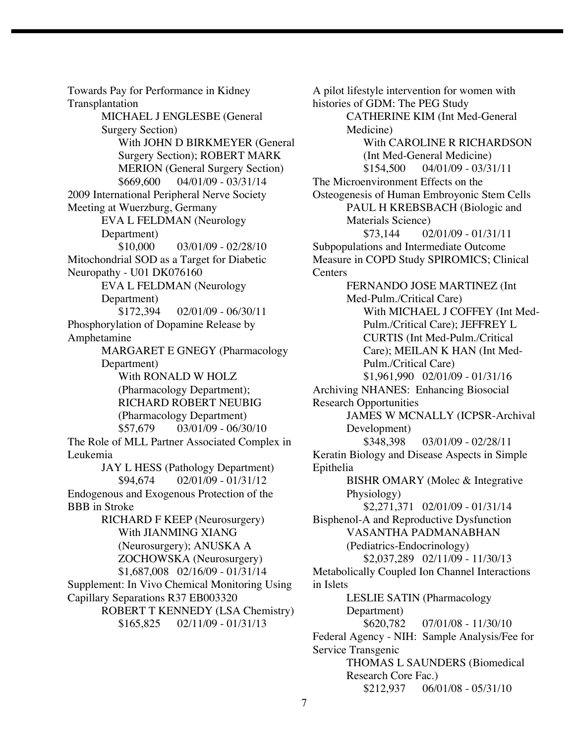Towards Pay for Performance in Kidney Transplantation

MICHAEL J ENGLESBE (General Surgery Section)

With JOHN D BIRKMEYER (General Surgery Section); ROBERT MARK MERION (General Surgery Section)

$669,600    04/01/09 - 03/31/14

2009 International Peripheral Nerve Society Meeting at Wuerzburg, Germany

EVA L FELDMAN (Neurology Department)

$10,000    03/01/09 - 02/28/10

Mitochondrial SOD as a Target for Diabetic Neuropathy - U01 DK076160

EVA L FELDMAN (Neurology Department)

$172,394    02/01/09 - 06/30/11

Phosphorylation of Dopamine Release by Amphetamine

MARGARET E GNEGY (Pharmacology Department)

With RONALD W HOLZ (Pharmacology Department); RICHARD ROBERT NEUBIG (Pharmacology Department)

$57,679    03/01/09 - 06/30/10

The Role of MLL Partner Associated Complex in Leukemia

JAY L HESS (Pathology Department)

$94,674    02/01/09 - 01/31/12

Endogenous and Exogenous Protection of the BBB in Stroke

RICHARD F KEEP (Neurosurgery)

With JIANMING XIANG (Neurosurgery); ANUSKA A ZOCHOWSKA (Neurosurgery)

$1,687,008    02/16/09 - 01/31/14

Supplement: In Vivo Chemical Monitoring Using Capillary Separations R37 EB003320

ROBERT T KENNEDY (LSA Chemistry)

$165,825    02/11/09 - 01/31/13

A pilot lifestyle intervention for women with histories of GDM: The PEG Study

CATHERINE KIM (Int Med-General Medicine)

With CAROLINE R RICHARDSON (Int Med-General Medicine)

$154,500    04/01/09 - 03/31/11

The Microenvironment Effects on the Osteogenesis of Human Embroyonic Stem Cells

PAUL H KREBSBACH (Biologic and Materials Science)

$73,144    02/01/09 - 01/31/11

Subpopulations and Intermediate Outcome Measure in COPD Study SPIROMICS; Clinical Centers

FERNANDO JOSE MARTINEZ (Int Med-Pulm./Critical Care)

With MICHAEL J COFFEY (Int Med-Pulm./Critical Care); JEFFREY L CURTIS (Int Med-Pulm./Critical Care); MEILAN K HAN (Int Med-Pulm./Critical Care)

$1,961,990    02/01/09 - 01/31/16

Archiving NHANES: Enhancing Biosocial Research Opportunities

JAMES W MCNALLY (ICPSR-Archival Development)

$348,398    03/01/09 - 02/28/11

Keratin Biology and Disease Aspects in Simple Epithelia

BISHR OMARY (Molec & Integrative Physiology)

$2,271,371    02/01/09 - 01/31/14

Bisphenol-A and Reproductive Dysfunction

VASANTHA PADMANABHAN (Pediatrics-Endocrinology)

$2,037,289    02/11/09 - 11/30/13

Metabolically Coupled Ion Channel Interactions in Islets

LESLIE SATIN (Pharmacology Department)

$620,782    07/01/08 - 11/30/10

Federal Agency - NIH: Sample Analysis/Fee for Service Transgenic

THOMAS L SAUNDERS (Biomedical Research Core Fac.)

$212,937    06/01/08 - 05/31/10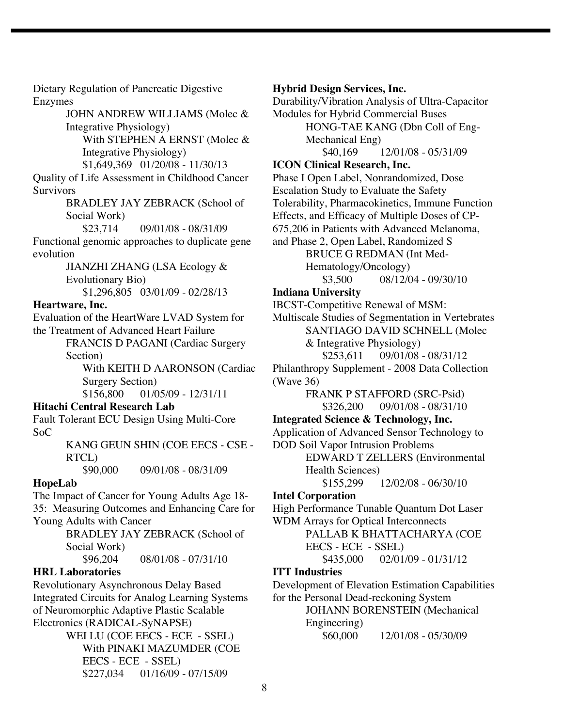Dietary Regulation of Pancreatic Digestive Enzymes

JOHN ANDREW WILLIAMS (Molec & Integrative Physiology)

With STEPHEN A ERNST (Molec & Integrative Physiology)

$1,649,369   01/20/08 - 11/30/13

Quality of Life Assessment in Childhood Cancer Survivors

BRADLEY JAY ZEBRACK (School of Social Work)

$23,714   09/01/08 - 08/31/09

Functional genomic approaches to duplicate gene evolution

JIANZHI ZHANG (LSA Ecology & Evolutionary Bio)

$1,296,805   03/01/09 - 02/28/13

**Heartware, Inc.**

Evaluation of the HeartWare LVAD System for the Treatment of Advanced Heart Failure

FRANCIS D PAGANI (Cardiac Surgery Section)

With KEITH D AARONSON (Cardiac Surgery Section)

$156,800   01/05/09 - 12/31/11

**Hitachi Central Research Lab**

Fault Tolerant ECU Design Using Multi-Core SoC

KANG GEUN SHIN (COE EECS - CSE - RTCL)

$90,000   09/01/08 - 08/31/09

**HopeLab**

The Impact of Cancer for Young Adults Age 18-35: Measuring Outcomes and Enhancing Care for Young Adults with Cancer

BRADLEY JAY ZEBRACK (School of Social Work)

$96,204   08/01/08 - 07/31/10

**HRL Laboratories**

Revolutionary Asynchronous Delay Based Integrated Circuits for Analog Learning Systems of Neuromorphic Adaptive Plastic Scalable Electronics (RADICAL-SyNAPSE)

WEI LU (COE EECS - ECE - SSEL)

With PINAKI MAZUMDER (COE EECS - ECE - SSEL)

$227,034   01/16/09 - 07/15/09

**Hybrid Design Services, Inc.**

Durability/Vibration Analysis of Ultra-Capacitor Modules for Hybrid Commercial Buses

HONG-TAE KANG (Dbn Coll of Eng-Mechanical Eng)

$40,169   12/01/08 - 05/31/09

**ICON Clinical Research, Inc.**

Phase I Open Label, Nonrandomized, Dose Escalation Study to Evaluate the Safety Tolerability, Pharmacokinetics, Immune Function Effects, and Efficacy of Multiple Doses of CP-675,206 in Patients with Advanced Melanoma, and Phase 2, Open Label, Randomized S

BRUCE G REDMAN (Int Med-Hematology/Oncology)

$3,500   08/12/04 - 09/30/10

**Indiana University**

IBCST-Competitive Renewal of MSM: Multiscale Studies of Segmentation in Vertebrates

SANTIAGO DAVID SCHNELL (Molec & Integrative Physiology)

$253,611   09/01/08 - 08/31/12

Philanthropy Supplement - 2008 Data Collection (Wave 36)

FRANK P STAFFORD (SRC-Psid)

$326,200   09/01/08 - 08/31/10

**Integrated Science & Technology, Inc.**

Application of Advanced Sensor Technology to DOD Soil Vapor Intrusion Problems

EDWARD T ZELLERS (Environmental Health Sciences)

$155,299   12/02/08 - 06/30/10

**Intel Corporation**

High Performance Tunable Quantum Dot Laser WDM Arrays for Optical Interconnects

PALLAB K BHATTACHARYA (COE EECS - ECE - SSEL)

$435,000   02/01/09 - 01/31/12

**ITT Industries**

Development of Elevation Estimation Capabilities for the Personal Dead-reckoning System

JOHANN BORENSTEIN (Mechanical Engineering)

$60,000   12/01/08 - 05/30/09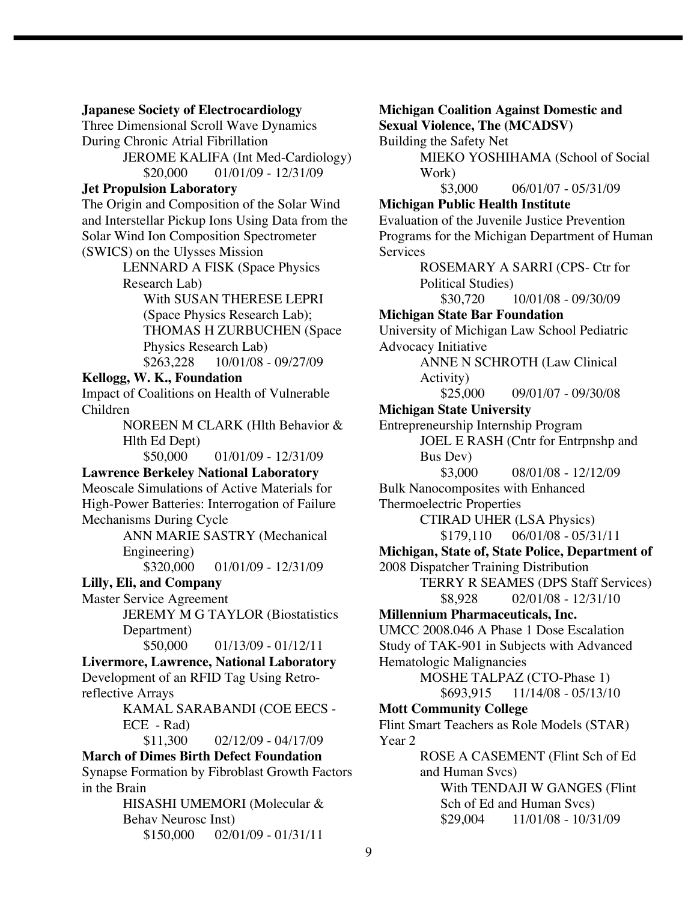**Japanese Society of Electrocardiology**

Three Dimensional Scroll Wave Dynamics During Chronic Atrial Fibrillation

JEROME KALIFA (Int Med-Cardiology)

$20,000 01/01/09 - 12/31/09

**Jet Propulsion Laboratory**

The Origin and Composition of the Solar Wind and Interstellar Pickup Ions Using Data from the Solar Wind Ion Composition Spectrometer (SWICS) on the Ulysses Mission

LENNARD A FISK (Space Physics Research Lab)

With SUSAN THERESE LEPRI (Space Physics Research Lab); THOMAS H ZURBUCHEN (Space Physics Research Lab)

$263,228 10/01/08 - 09/27/09

**Kellogg, W. K., Foundation**

Impact of Coalitions on Health of Vulnerable Children

NOREEN M CLARK (Hlth Behavior & Hlth Ed Dept)

$50,000 01/01/09 - 12/31/09

**Lawrence Berkeley National Laboratory**

Meoscale Simulations of Active Materials for High-Power Batteries: Interrogation of Failure Mechanisms During Cycle

ANN MARIE SASTRY (Mechanical Engineering)

$320,000 01/01/09 - 12/31/09

**Lilly, Eli, and Company**

Master Service Agreement

JEREMY M G TAYLOR (Biostatistics Department)

$50,000 01/13/09 - 01/12/11

**Livermore, Lawrence, National Laboratory**

Development of an RFID Tag Using Retro-reflective Arrays

KAMAL SARABANDI (COE EECS - ECE - Rad)

$11,300 02/12/09 - 04/17/09

**March of Dimes Birth Defect Foundation**

Synapse Formation by Fibroblast Growth Factors in the Brain

HISASHI UMEMORI (Molecular & Behav Neurosc Inst)

$150,000 02/01/09 - 01/31/11

**Michigan Coalition Against Domestic and Sexual Violence, The (MCADSV)**

Building the Safety Net

MIEKO YOSHIHAMA (School of Social Work)

$3,000 06/01/07 - 05/31/09

**Michigan Public Health Institute**

Evaluation of the Juvenile Justice Prevention Programs for the Michigan Department of Human Services

ROSEMARY A SARRI (CPS- Ctr for Political Studies)

$30,720 10/01/08 - 09/30/09

**Michigan State Bar Foundation**

University of Michigan Law School Pediatric Advocacy Initiative

ANNE N SCHROTH (Law Clinical Activity)

$25,000 09/01/07 - 09/30/08

**Michigan State University**

Entrepreneurship Internship Program

JOEL E RASH (Cntr for Entrpnshp and Bus Dev)

$3,000 08/01/08 - 12/12/09

Bulk Nanocomposites with Enhanced Thermoelectric Properties

CTIRAD UHER (LSA Physics)

$179,110 06/01/08 - 05/31/11

**Michigan, State of, State Police, Department of**

2008 Dispatcher Training Distribution

TERRY R SEAMES (DPS Staff Services)

$8,928 02/01/08 - 12/31/10

**Millennium Pharmaceuticals, Inc.**

UMCC 2008.046 A Phase 1 Dose Escalation Study of TAK-901 in Subjects with Advanced Hematologic Malignancies

MOSHE TALPAZ (CTO-Phase 1)

$693,915 11/14/08 - 05/13/10

**Mott Community College**

Flint Smart Teachers as Role Models (STAR) Year 2

ROSE A CASEMENT (Flint Sch of Ed and Human Svcs)

With TENDAJI W GANGES (Flint Sch of Ed and Human Svcs)

$29,004 11/01/08 - 10/31/09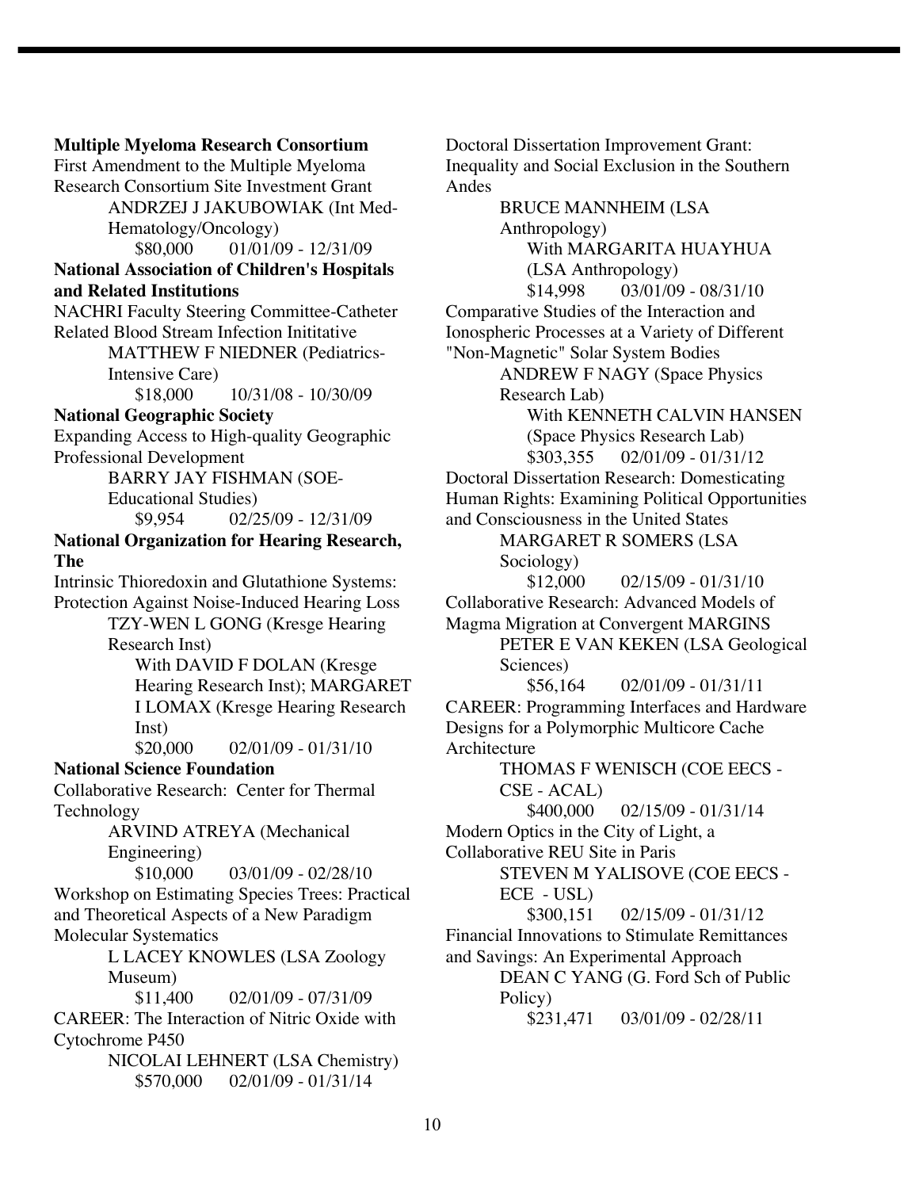**Multiple Myeloma Research Consortium**

First Amendment to the Multiple Myeloma Research Consortium Site Investment Grant

ANDRZEJ J JAKUBOWIAK (Int Med-Hematology/Oncology)

$80,000 01/01/09 - 12/31/09

**National Association of Children's Hospitals and Related Institutions**

NACHRI Faculty Steering Committee-Catheter Related Blood Stream Infection Inititative

MATTHEW F NIEDNER (Pediatrics-Intensive Care)

$18,000 10/31/08 - 10/30/09

**National Geographic Society**

Expanding Access to High-quality Geographic Professional Development

BARRY JAY FISHMAN (SOE-Educational Studies)

$9,954 02/25/09 - 12/31/09

**National Organization for Hearing Research, The**

Intrinsic Thioredoxin and Glutathione Systems: Protection Against Noise-Induced Hearing Loss

TZY-WEN L GONG (Kresge Hearing Research Inst)

With DAVID F DOLAN (Kresge Hearing Research Inst); MARGARET I LOMAX (Kresge Hearing Research Inst)

$20,000 02/01/09 - 01/31/10

**National Science Foundation**

Collaborative Research: Center for Thermal Technology

ARVIND ATREYA (Mechanical Engineering)

$10,000 03/01/09 - 02/28/10

Workshop on Estimating Species Trees: Practical and Theoretical Aspects of a New Paradigm Molecular Systematics

L LACEY KNOWLES (LSA Zoology Museum)

$11,400 02/01/09 - 07/31/09

CAREER: The Interaction of Nitric Oxide with Cytochrome P450

NICOLAI LEHNERT (LSA Chemistry)

$570,000 02/01/09 - 01/31/14

Doctoral Dissertation Improvement Grant: Inequality and Social Exclusion in the Southern Andes

BRUCE MANNHEIM (LSA Anthropology)

With MARGARITA HUAYHUA (LSA Anthropology)

$14,998 03/01/09 - 08/31/10

Comparative Studies of the Interaction and Ionospheric Processes at a Variety of Different "Non-Magnetic" Solar System Bodies

ANDREW F NAGY (Space Physics Research Lab)

With KENNETH CALVIN HANSEN (Space Physics Research Lab)

$303,355 02/01/09 - 01/31/12

Doctoral Dissertation Research: Domesticating Human Rights: Examining Political Opportunities and Consciousness in the United States

MARGARET R SOMERS (LSA Sociology)

$12,000 02/15/09 - 01/31/10

Collaborative Research: Advanced Models of Magma Migration at Convergent MARGINS

PETER E VAN KEKEN (LSA Geological Sciences)

$56,164 02/01/09 - 01/31/11

CAREER: Programming Interfaces and Hardware Designs for a Polymorphic Multicore Cache Architecture

THOMAS F WENISCH (COE EECS - CSE - ACAL)

$400,000 02/15/09 - 01/31/14

Modern Optics in the City of Light, a Collaborative REU Site in Paris

STEVEN M YALISOVE (COE EECS - ECE - USL)

$300,151 02/15/09 - 01/31/12

Financial Innovations to Stimulate Remittances and Savings: An Experimental Approach

DEAN C YANG (G. Ford Sch of Public Policy)

$231,471 03/01/09 - 02/28/11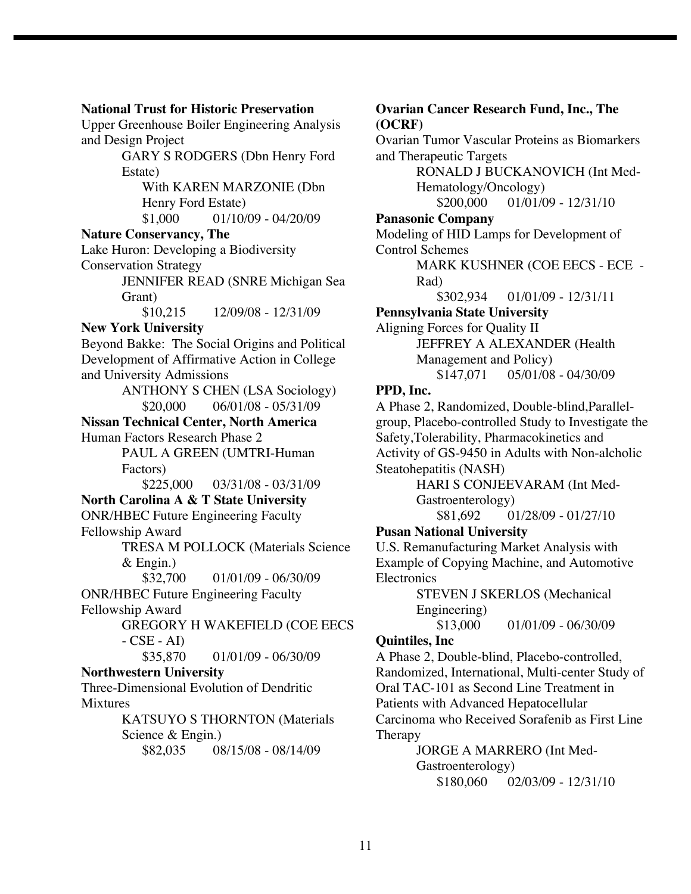**National Trust for Historic Preservation**

Upper Greenhouse Boiler Engineering Analysis and Design Project

GARY S RODGERS (Dbn Henry Ford Estate)

With KAREN MARZONIE (Dbn Henry Ford Estate)

$1,000 01/10/09 - 04/20/09

**Nature Conservancy, The**

Lake Huron: Developing a Biodiversity Conservation Strategy

JENNIFER READ (SNRE Michigan Sea Grant)

$10,215 12/09/08 - 12/31/09

**New York University**

Beyond Bakke: The Social Origins and Political Development of Affirmative Action in College and University Admissions

ANTHONY S CHEN (LSA Sociology)

$20,000 06/01/08 - 05/31/09

**Nissan Technical Center, North America**

Human Factors Research Phase 2

PAUL A GREEN (UMTRI-Human Factors)

$225,000 03/31/08 - 03/31/09

**North Carolina A & T State University**

ONR/HBEC Future Engineering Faculty Fellowship Award

TRESA M POLLOCK (Materials Science & Engin.)

$32,700 01/01/09 - 06/30/09

ONR/HBEC Future Engineering Faculty Fellowship Award

GREGORY H WAKEFIELD (COE EECS - CSE - AI)

$35,870 01/01/09 - 06/30/09

**Northwestern University**

Three-Dimensional Evolution of Dendritic Mixtures

KATSUYO S THORNTON (Materials Science & Engin.)

$82,035 08/15/08 - 08/14/09

**Ovarian Cancer Research Fund, Inc., The (OCRF)**

Ovarian Tumor Vascular Proteins as Biomarkers and Therapeutic Targets

RONALD J BUCKANOVICH (Int Med-Hematology/Oncology)

$200,000 01/01/09 - 12/31/10

**Panasonic Company**

Modeling of HID Lamps for Development of Control Schemes

MARK KUSHNER (COE EECS - ECE - Rad)

$302,934 01/01/09 - 12/31/11

**Pennsylvania State University**

Aligning Forces for Quality II

JEFFREY A ALEXANDER (Health Management and Policy)

$147,071 05/01/08 - 04/30/09

**PPD, Inc.**

A Phase 2, Randomized, Double-blind,Parallel-group, Placebo-controlled Study to Investigate the Safety,Tolerability, Pharmacokinetics and Activity of GS-9450 in Adults with Non-alcholic Steatohepatitis (NASH)

HARI S CONJEEVARAM (Int Med-Gastroenterology)

$81,692 01/28/09 - 01/27/10

**Pusan National University**

U.S. Remanufacturing Market Analysis with Example of Copying Machine, and Automotive Electronics

STEVEN J SKERLOS (Mechanical Engineering)

$13,000 01/01/09 - 06/30/09

**Quintiles, Inc**

A Phase 2, Double-blind, Placebo-controlled, Randomized, International, Multi-center Study of Oral TAC-101 as Second Line Treatment in Patients with Advanced Hepatocellular Carcinoma who Received Sorafenib as First Line Therapy

JORGE A MARRERO (Int Med-Gastroenterology)

$180,060 02/03/09 - 12/31/10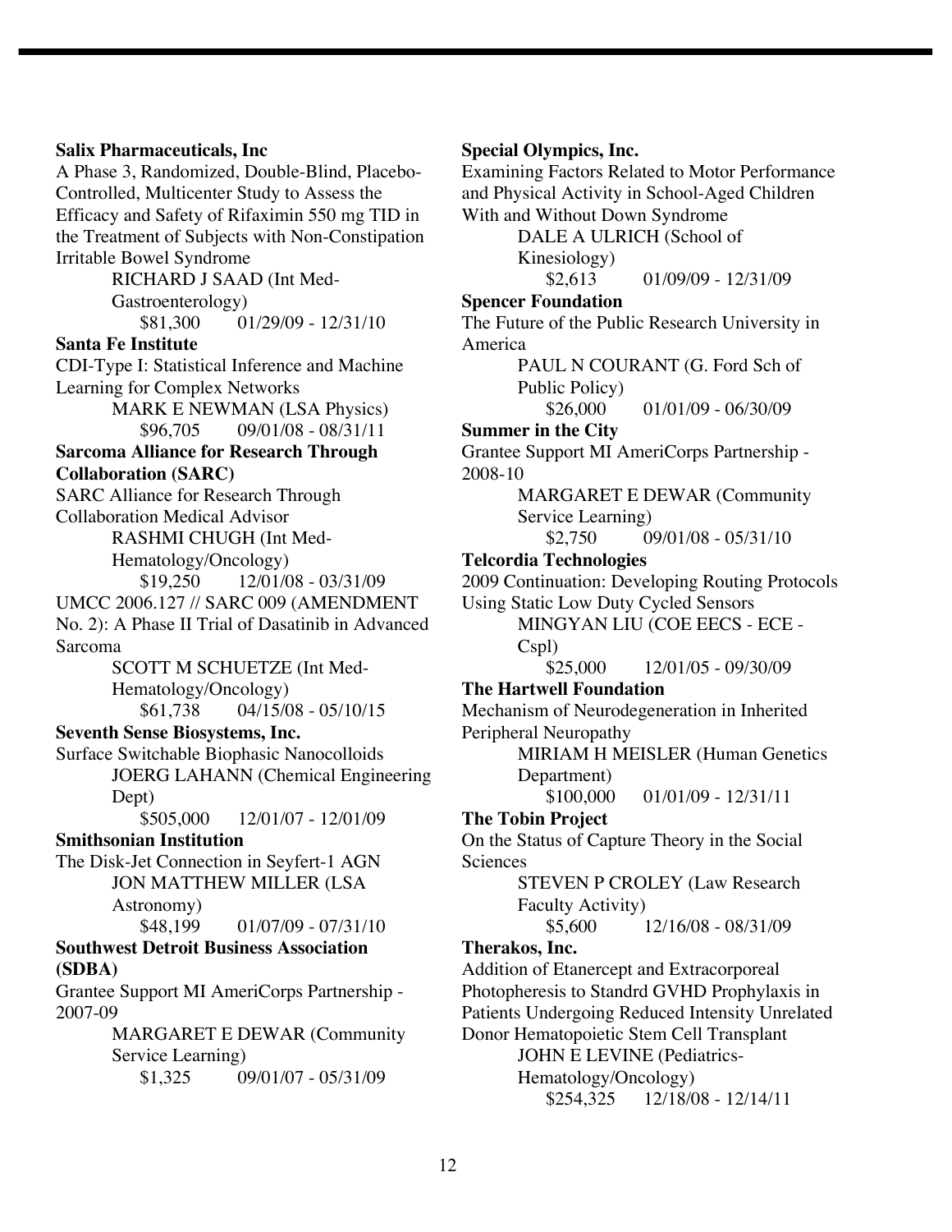**Salix Pharmaceuticals, Inc**

A Phase 3, Randomized, Double-Blind, Placebo-Controlled, Multicenter Study to Assess the Efficacy and Safety of Rifaximin 550 mg TID in the Treatment of Subjects with Non-Constipation Irritable Bowel Syndrome

RICHARD J SAAD (Int Med-Gastroenterology)

$81,300 01/29/09 - 12/31/10

**Santa Fe Institute**

CDI-Type I: Statistical Inference and Machine Learning for Complex Networks

MARK E NEWMAN (LSA Physics)

$96,705 09/01/08 - 08/31/11

**Sarcoma Alliance for Research Through Collaboration (SARC)**

SARC Alliance for Research Through Collaboration Medical Advisor

RASHMI CHUGH (Int Med-Hematology/Oncology)

$19,250 12/01/08 - 03/31/09

UMCC 2006.127 // SARC 009 (AMENDMENT No. 2): A Phase II Trial of Dasatinib in Advanced Sarcoma

SCOTT M SCHUETZE (Int Med-Hematology/Oncology)

$61,738 04/15/08 - 05/10/15

**Seventh Sense Biosystems, Inc.**

Surface Switchable Biophasic Nanocolloids

JOERG LAHANN (Chemical Engineering Dept)

$505,000 12/01/07 - 12/01/09

**Smithsonian Institution**

The Disk-Jet Connection in Seyfert-1 AGN

JON MATTHEW MILLER (LSA Astronomy)

$48,199 01/07/09 - 07/31/10

**Southwest Detroit Business Association (SDBA)**

Grantee Support MI AmeriCorps Partnership - 2007-09

MARGARET E DEWAR (Community Service Learning)

$1,325 09/01/07 - 05/31/09

**Special Olympics, Inc.**

Examining Factors Related to Motor Performance and Physical Activity in School-Aged Children With and Without Down Syndrome

DALE A ULRICH (School of Kinesiology)

$2,613 01/09/09 - 12/31/09

**Spencer Foundation**

The Future of the Public Research University in America

PAUL N COURANT (G. Ford Sch of Public Policy)

$26,000 01/01/09 - 06/30/09

**Summer in the City**

Grantee Support MI AmeriCorps Partnership - 2008-10

MARGARET E DEWAR (Community Service Learning)

$2,750 09/01/08 - 05/31/10

**Telcordia Technologies**

2009 Continuation: Developing Routing Protocols Using Static Low Duty Cycled Sensors

MINGYAN LIU (COE EECS - ECE - Cspl)

$25,000 12/01/05 - 09/30/09

**The Hartwell Foundation**

Mechanism of Neurodegeneration in Inherited Peripheral Neuropathy

MIRIAM H MEISLER (Human Genetics Department)

$100,000 01/01/09 - 12/31/11

**The Tobin Project**

On the Status of Capture Theory in the Social Sciences

STEVEN P CROLEY (Law Research Faculty Activity)

$5,600 12/16/08 - 08/31/09

**Therakos, Inc.**

Addition of Etanercept and Extracorporeal Photopheresis to Standrd GVHD Prophylaxis in Patients Undergoing Reduced Intensity Unrelated Donor Hematopoietic Stem Cell Transplant

JOHN E LEVINE (Pediatrics-Hematology/Oncology)

$254,325 12/18/08 - 12/14/11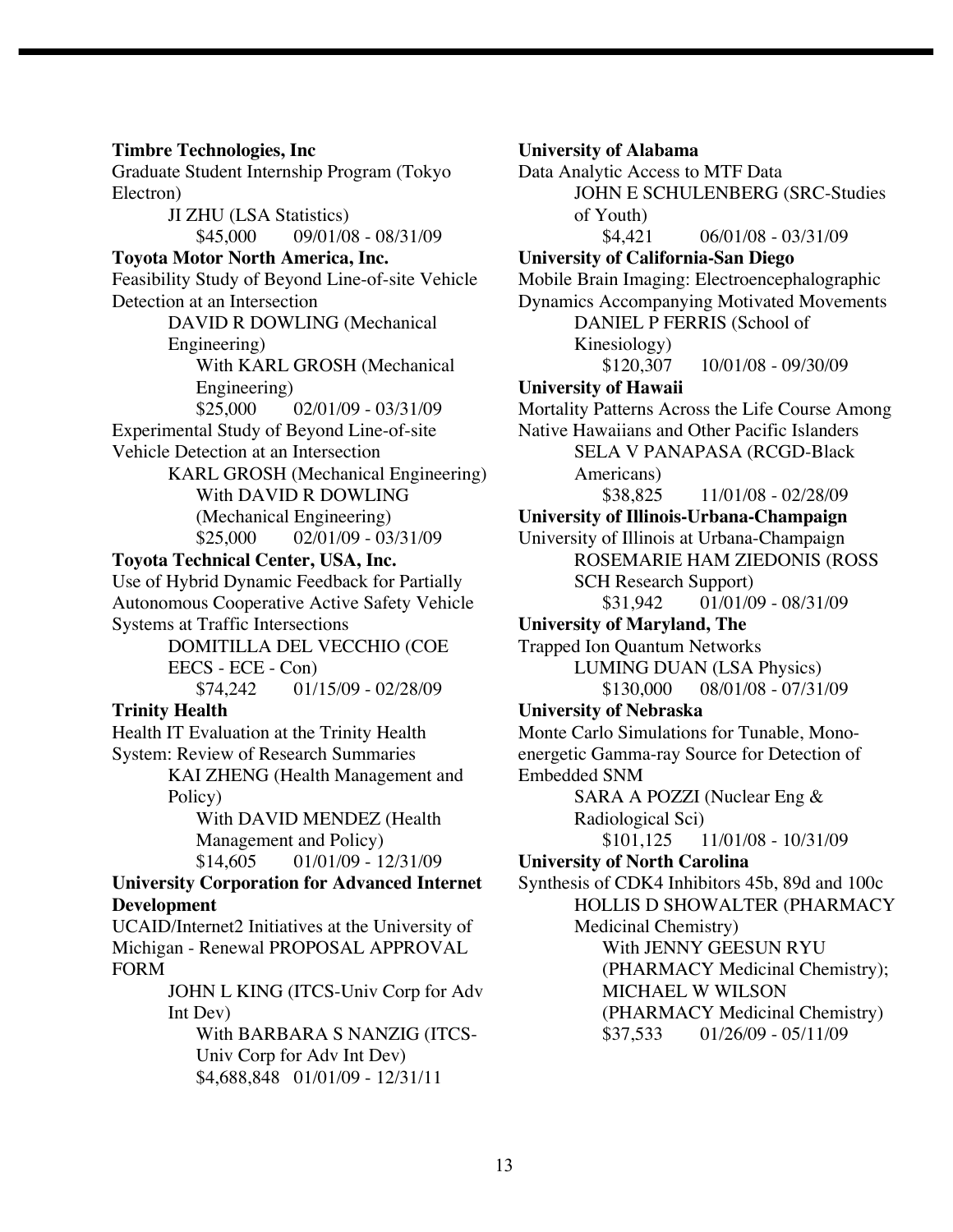**Timbre Technologies, Inc**

Graduate Student Internship Program (Tokyo Electron)

JI ZHU (LSA Statistics)

$45,000 09/01/08 - 08/31/09

**Toyota Motor North America, Inc.**

Feasibility Study of Beyond Line-of-site Vehicle Detection at an Intersection

DAVID R DOWLING (Mechanical Engineering)

With KARL GROSH (Mechanical Engineering)

$25,000 02/01/09 - 03/31/09

Experimental Study of Beyond Line-of-site Vehicle Detection at an Intersection

KARL GROSH (Mechanical Engineering)

With DAVID R DOWLING (Mechanical Engineering)

$25,000 02/01/09 - 03/31/09

**Toyota Technical Center, USA, Inc.**

Use of Hybrid Dynamic Feedback for Partially Autonomous Cooperative Active Safety Vehicle Systems at Traffic Intersections

DOMITILLA DEL VECCHIO (COE EECS - ECE - Con)

$74,242 01/15/09 - 02/28/09

**Trinity Health**

Health IT Evaluation at the Trinity Health System: Review of Research Summaries

KAI ZHENG (Health Management and Policy)

With DAVID MENDEZ (Health Management and Policy)

$14,605 01/01/09 - 12/31/09

**University Corporation for Advanced Internet Development**

UCAID/Internet2 Initiatives at the University of Michigan - Renewal PROPOSAL APPROVAL FORM

JOHN L KING (ITCS-Univ Corp for Adv Int Dev)

With BARBARA S NANZIG (ITCS-Univ Corp for Adv Int Dev)

$4,688,848 01/01/09 - 12/31/11

**University of Alabama**

Data Analytic Access to MTF Data

JOHN E SCHULENBERG (SRC-Studies of Youth)

$4,421 06/01/08 - 03/31/09

**University of California-San Diego**

Mobile Brain Imaging: Electroencephalographic Dynamics Accompanying Motivated Movements

DANIEL P FERRIS (School of Kinesiology)

$120,307 10/01/08 - 09/30/09

**University of Hawaii**

Mortality Patterns Across the Life Course Among Native Hawaiians and Other Pacific Islanders

SELA V PANAPASA (RCGD-Black Americans)

$38,825 11/01/08 - 02/28/09

**University of Illinois-Urbana-Champaign**

University of Illinois at Urbana-Champaign

ROSEMARIE HAM ZIEDONIS (ROSS SCH Research Support)

$31,942 01/01/09 - 08/31/09

**University of Maryland, The**

Trapped Ion Quantum Networks

LUMING DUAN (LSA Physics)

$130,000 08/01/08 - 07/31/09

**University of Nebraska**

Monte Carlo Simulations for Tunable, Mono-energetic Gamma-ray Source for Detection of Embedded SNM

SARA A POZZI (Nuclear Eng & Radiological Sci)

$101,125 11/01/08 - 10/31/09

**University of North Carolina**

Synthesis of CDK4 Inhibitors 45b, 89d and 100c

HOLLIS D SHOWALTER (PHARMACY Medicinal Chemistry)

With JENNY GEESUN RYU (PHARMACY Medicinal Chemistry); MICHAEL W WILSON (PHARMACY Medicinal Chemistry)

$37,533 01/26/09 - 05/11/09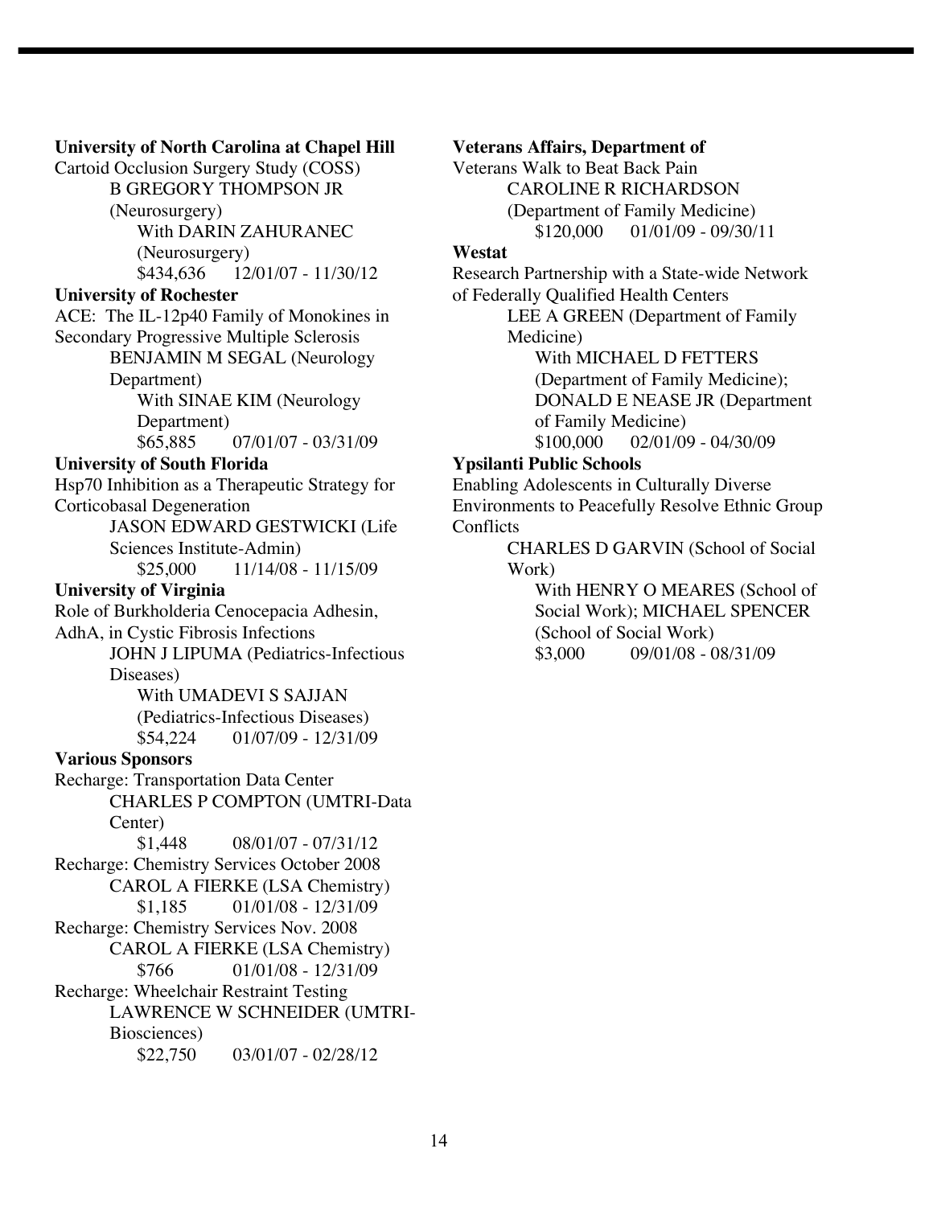**University of North Carolina at Chapel Hill**

Cartoid Occlusion Surgery Study (COSS)

B GREGORY THOMPSON JR (Neurosurgery)

With DARIN ZAHURANEC (Neurosurgery)

$434,636 12/01/07 - 11/30/12

**University of Rochester**

ACE: The IL-12p40 Family of Monokines in Secondary Progressive Multiple Sclerosis

BENJAMIN M SEGAL (Neurology Department)

With SINAE KIM (Neurology Department)

$65,885 07/01/07 - 03/31/09

**University of South Florida**

Hsp70 Inhibition as a Therapeutic Strategy for Corticobasal Degeneration

JASON EDWARD GESTWICKI (Life Sciences Institute-Admin)

$25,000 11/14/08 - 11/15/09

**University of Virginia**

Role of Burkholderia Cenocepacia Adhesin, AdhA, in Cystic Fibrosis Infections

JOHN J LIPUMA (Pediatrics-Infectious Diseases)

With UMADEVI S SAJJAN (Pediatrics-Infectious Diseases)

$54,224 01/07/09 - 12/31/09

**Various Sponsors**

Recharge: Transportation Data Center

CHARLES P COMPTON (UMTRI-Data Center)

$1,448 08/01/07 - 07/31/12

Recharge: Chemistry Services October 2008

CAROL A FIERKE (LSA Chemistry)

$1,185 01/01/08 - 12/31/09

Recharge: Chemistry Services Nov. 2008

CAROL A FIERKE (LSA Chemistry)

$766 01/01/08 - 12/31/09

Recharge: Wheelchair Restraint Testing

LAWRENCE W SCHNEIDER (UMTRI-Biosciences)

$22,750 03/01/07 - 02/28/12

**Veterans Affairs, Department of**

Veterans Walk to Beat Back Pain

CAROLINE R RICHARDSON (Department of Family Medicine)

$120,000 01/01/09 - 09/30/11

**Westat**

Research Partnership with a State-wide Network of Federally Qualified Health Centers

LEE A GREEN (Department of Family Medicine)

With MICHAEL D FETTERS (Department of Family Medicine); DONALD E NEASE JR (Department of Family Medicine)

$100,000 02/01/09 - 04/30/09

**Ypsilanti Public Schools**

Enabling Adolescents in Culturally Diverse Environments to Peacefully Resolve Ethnic Group Conflicts

CHARLES D GARVIN (School of Social Work)

With HENRY O MEARES (School of Social Work); MICHAEL SPENCER (School of Social Work)

$3,000 09/01/08 - 08/31/09